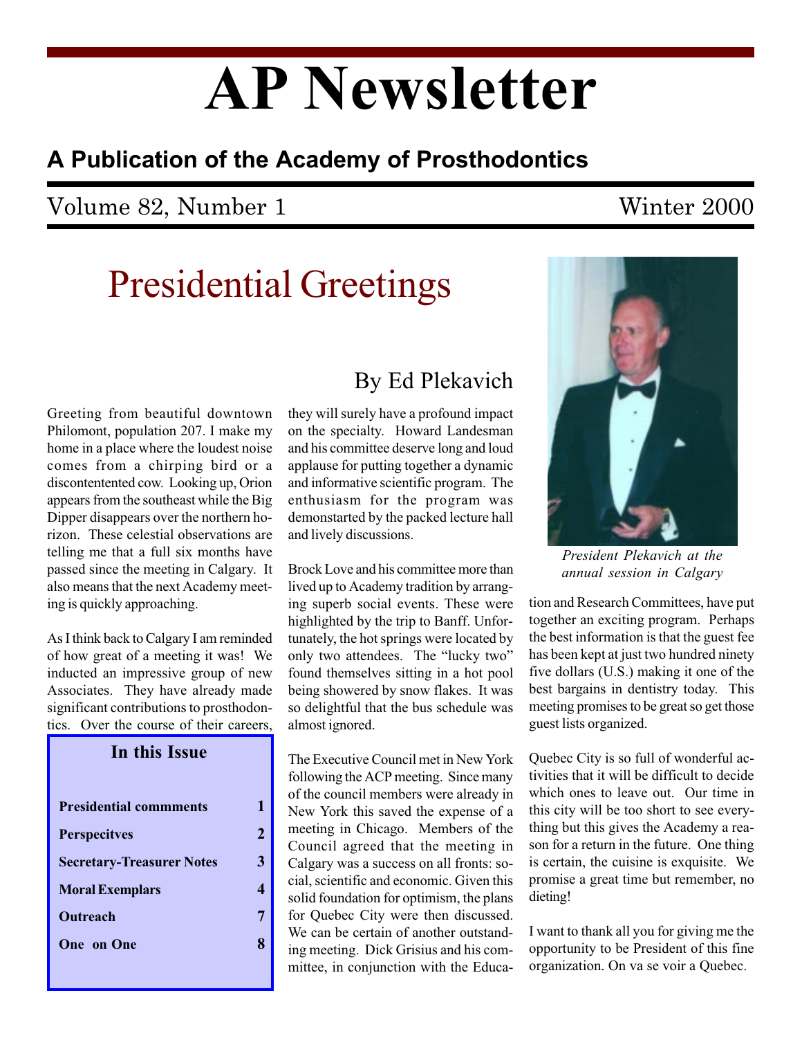# AP Newsletter

## A Publication of the Academy of Prosthodontics

Volume 82, Number 1 Winter 2000

# Presidential Greetings

### By Ed Plekavich

Greeting from beautiful downtown Philomont, population 207. I make my home in a place where the loudest noise comes from a chirping bird or a discontentented cow. Looking up, Orion appears from the southeast while the Big Dipper disappears over the northern horizon. These celestial observations are telling me that a full six months have passed since the meeting in Calgary. It also means that the next Academy meeting is quickly approaching.

As I think back to Calgary I am reminded of how great of a meeting it was! We inducted an impressive group of new Associates. They have already made significant contributions to prosthodontics. Over the course of their careers, they will surely have a profound impact on the specialty. Howard Landesman and his committee deserve long and loud applause for putting together a dynamic and informative scientific program. The enthusiasm for the program was demonstarted by the packed lecture hall and lively discussions.

Brock Love and his committee more than lived up to Academy tradition by arranging superb social events. These were highlighted by the trip to Banff. Unfortunately, the hot springs were located by only two attendees. The "lucky two" found themselves sitting in a hot pool being showered by snow flakes. It was so delightful that the bus schedule was almost ignored.

The Executive Council met in New York following the ACP meeting. Since many of the council members were already in New York this saved the expense of a meeting in Chicago. Members of the Council agreed that the meeting in Calgary was a success on all fronts: social, scientific and economic. Given this solid foundation for optimism, the plans for Quebec City were then discussed. We can be certain of another outstanding meeting. Dick Grisius and his committee, in conjunction with the Education and Research Committees, have put together an exciting program. Perhaps the best information is that the guest fee has been kept at just two hundred ninety five dollars (U.S.) making it one of the best bargains in dentistry today. This meeting promises to be great so get those guest lists organized.

*President Plekavich at the annual session in Calgary*

Quebec City is so full of wonderful activities that it will be difficult to decide which ones to leave out. Our time in this city will be too short to see everything but this gives the Academy a reason for a return in the future. One thing is certain, the cuisine is exquisite. We promise a great time but remember, no dieting!

I want to thank all you for giving me the opportunity to be President of this fine organization. On va se voir a Quebec.

**In this Issue**

| | |
|---|---|
| **Presidential commments** | **1** |
| **Perspecitves** | **2** |
| **Secretary-Treasurer Notes** | **3** |
| **Moral Exemplars** | **4** |
| **Outreach** | **7** |
| **One on One** | **8** |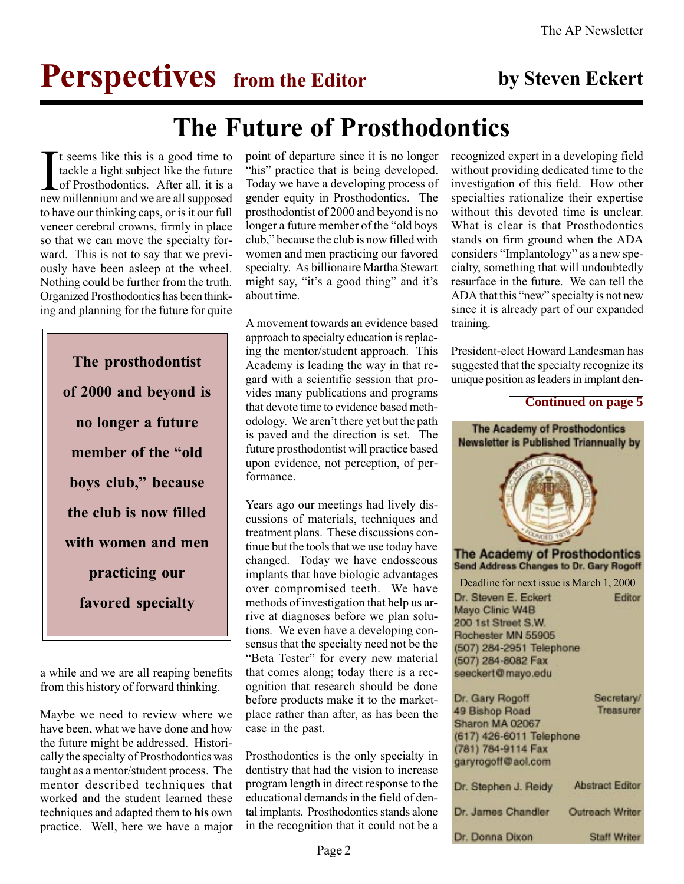# Perspectives from the Editor

**by Steven Eckert**

## The Future of Prosthodontics

It seems like this is a good time to tackle a light subject like the future of Prosthodontics. After all, it is a new millennium and we are all supposed to have our thinking caps, or is it our full veneer cerebral crowns, firmly in place so that we can move the specialty forward. This is not to say that we previously have been asleep at the wheel. Nothing could be further from the truth. Organized Prosthodontics has been thinking and planning for the future for quite a while and we are all reaping benefits from this history of forward thinking.

> **The prosthodontist of 2000 and beyond is no longer a future member of the "old boys club," because the club is now filled with women and men practicing our favored specialty**

Maybe we need to review where we have been, what we have done and how the future might be addressed. Historically the specialty of Prosthodontics was taught as a mentor/student process. The mentor described techniques that worked and the student learned these techniques and adapted them to **his** own practice. Well, here we have a major point of departure since it is no longer "his" practice that is being developed. Today we have a developing process of gender equity in Prosthodontics. The prosthodontist of 2000 and beyond is no longer a future member of the "old boys club," because the club is now filled with women and men practicing our favored specialty. As billionaire Martha Stewart might say, "it's a good thing" and it's about time.

A movement towards an evidence based approach to specialty education is replacing the mentor/student approach. This Academy is leading the way in that regard with a scientific session that provides many publications and programs that devote time to evidence based methodology. We aren't there yet but the path is paved and the direction is set. The future prosthodontist will practice based upon evidence, not perception, of performance.

Years ago our meetings had lively discussions of materials, techniques and treatment plans. These discussions continue but the tools that we use today have changed. Today we have endosseous implants that have biologic advantages over compromised teeth. We have methods of investigation that help us arrive at diagnoses before we plan solutions. We even have a developing consensus that the specialty need not be the "Beta Tester" for every new material that comes along; today there is a recognition that research should be done before products make it to the marketplace rather than after, as has been the case in the past.

Prosthodontics is the only specialty in dentistry that had the vision to increase program length in direct response to the educational demands in the field of dental implants. Prosthodontics stands alone in the recognition that it could not be a recognized expert in a developing field without providing dedicated time to the investigation of this field. How other specialties rationalize their expertise without this devoted time is unclear. What is clear is that Prosthodontics stands on firm ground when the ADA considers "Implantology" as a new specialty, something that will undoubtedly resurface in the future. We can tell the ADA that this "new" specialty is not new since it is already part of our expanded training.

President-elect Howard Landesman has suggested that the specialty recognize its unique position as leaders in implant den-

**Continued on page 5**

---

**The Academy of Prosthodontics Newsletter is Published Triannually by**

**The Academy of Prosthodontics**
**Send Address Changes to Dr. Gary Rogoff**

Deadline for next issue is March 1, 2000

Dr. Steven E. Eckert — Editor
Mayo Clinic W4B
200 1st Street S.W.
Rochester MN 55905
(507) 284-2951 Telephone
(507) 284-8082 Fax
seeckert@mayo.edu

Dr. Gary Rogoff — Secretary/Treasurer
49 Bishop Road
Sharon MA 02067
(617) 426-6011 Telephone
(781) 784-9114 Fax
garyrogoff@aol.com

Dr. Stephen J. Reidy — Abstract Editor

Dr. James Chandler — Outreach Writer

Dr. Donna Dixon — Staff Writer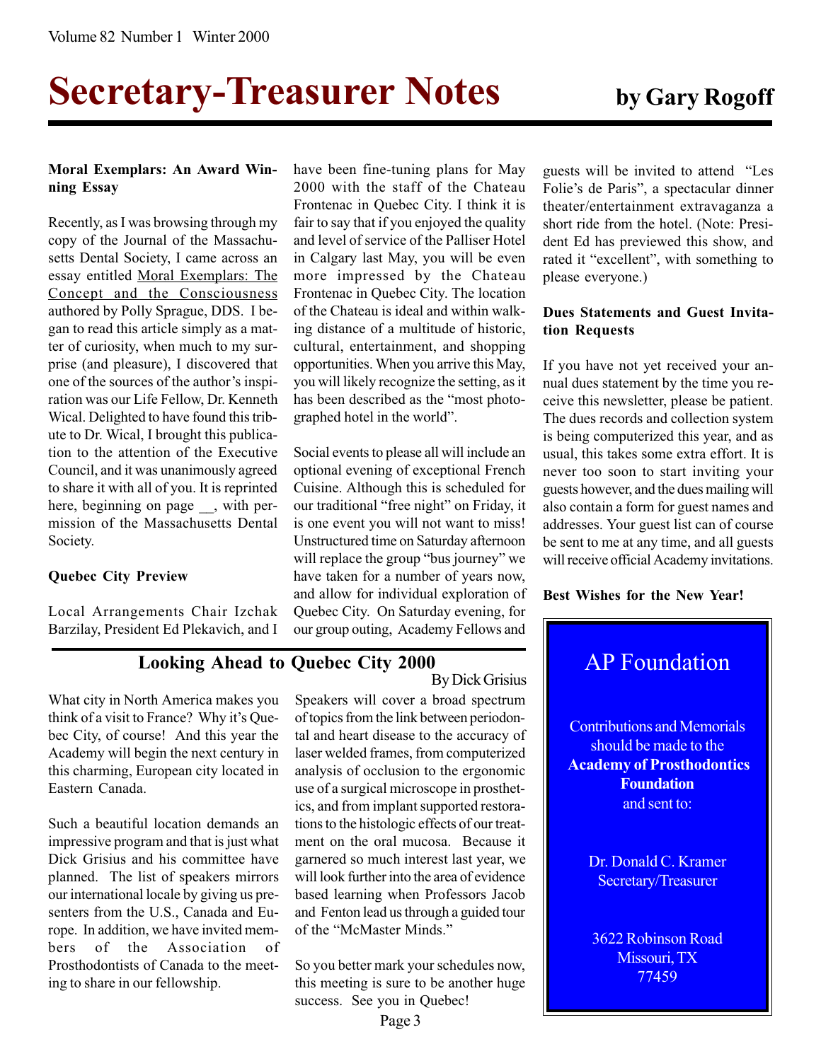# Secretary-Treasurer Notes

**by Gary Rogoff**

**Moral Exemplars: An Award Winning Essay**

Recently, as I was browsing through my copy of the Journal of the Massachusetts Dental Society, I came across an essay entitled Moral Exemplars: The Concept and the Consciousness authored by Polly Sprague, DDS. I began to read this article simply as a matter of curiosity, when much to my surprise (and pleasure), I discovered that one of the sources of the author's inspiration was our Life Fellow, Dr. Kenneth Wical. Delighted to have found this tribute to Dr. Wical, I brought this publication to the attention of the Executive Council, and it was unanimously agreed to share it with all of you. It is reprinted here, beginning on page __, with permission of the Massachusetts Dental Society.

**Quebec City Preview**

Local Arrangements Chair Izchak Barzilay, President Ed Plekavich, and I have been fine-tuning plans for May 2000 with the staff of the Chateau Frontenac in Quebec City. I think it is fair to say that if you enjoyed the quality and level of service of the Palliser Hotel in Calgary last May, you will be even more impressed by the Chateau Frontenac in Quebec City. The location of the Chateau is ideal and within walking distance of a multitude of historic, cultural, entertainment, and shopping opportunities. When you arrive this May, you will likely recognize the setting, as it has been described as the "most photographed hotel in the world".

Social events to please all will include an optional evening of exceptional French Cuisine. Although this is scheduled for our traditional "free night" on Friday, it is one event you will not want to miss! Unstructured time on Saturday afternoon will replace the group "bus journey" we have taken for a number of years now, and allow for individual exploration of Quebec City. On Saturday evening, for our group outing, Academy Fellows and guests will be invited to attend "Les Folie's de Paris", a spectacular dinner theater/entertainment extravaganza a short ride from the hotel. (Note: President Ed has previewed this show, and rated it "excellent", with something to please everyone.)

**Dues Statements and Guest Invitation Requests**

If you have not yet received your annual dues statement by the time you receive this newsletter, please be patient. The dues records and collection system is being computerized this year, and as usual, this takes some extra effort. It is never too soon to start inviting your guests however, and the dues mailing will also contain a form for guest names and addresses. Your guest list can of course be sent to me at any time, and all guests will receive official Academy invitations.

**Best Wishes for the New Year!**

## Looking Ahead to Quebec City 2000

By Dick Grisius

What city in North America makes you think of a visit to France? Why it's Quebec City, of course! And this year the Academy will begin the next century in this charming, European city located in Eastern Canada.

Such a beautiful location demands an impressive program and that is just what Dick Grisius and his committee have planned. The list of speakers mirrors our international locale by giving us presenters from the U.S., Canada and Europe. In addition, we have invited members of the Association of Prosthodontists of Canada to the meeting to share in our fellowship.

Speakers will cover a broad spectrum of topics from the link between periodontal and heart disease to the accuracy of laser welded frames, from computerized analysis of occlusion to the ergonomic use of a surgical microscope in prosthetics, and from implant supported restorations to the histologic effects of our treatment on the oral mucosa. Because it garnered so much interest last year, we will look further into the area of evidence based learning when Professors Jacob and Fenton lead us through a guided tour of the "McMaster Minds."

So you better mark your schedules now, this meeting is sure to be another huge success. See you in Quebec!

## AP Foundation

Contributions and Memorials should be made to the **Academy of Prosthodontics Foundation** and sent to:

Dr. Donald C. Kramer
Secretary/Treasurer

3622 Robinson Road
Missouri, TX
77459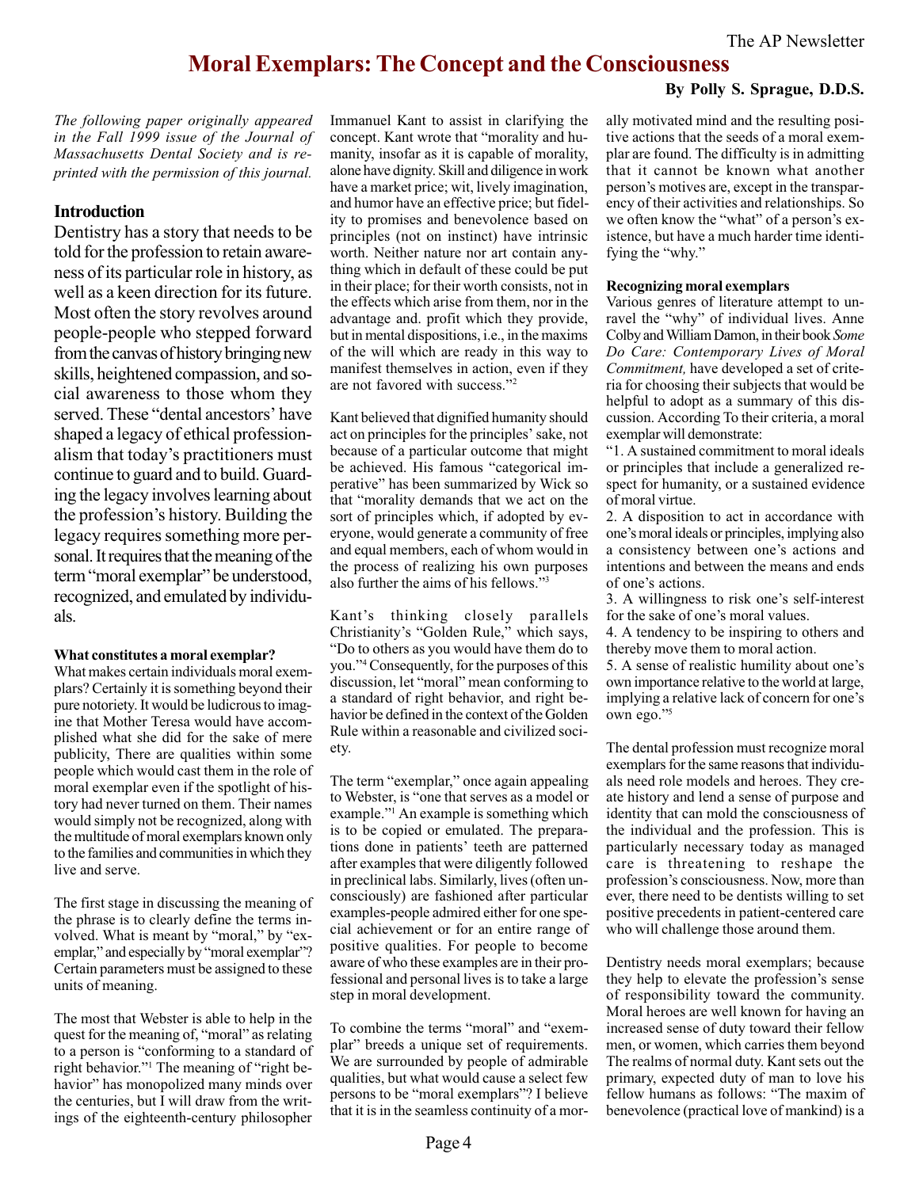# Moral Exemplars: The Concept and the Consciousness

**By Polly S. Sprague, D.D.S.**

*The following paper originally appeared in the Fall 1999 issue of the Journal of Massachusetts Dental Society and is reprinted with the permission of this journal.*

## Introduction

Dentistry has a story that needs to be told for the profession to retain awareness of its particular role in history, as well as a keen direction for its future. Most often the story revolves around people-people who stepped forward from the canvas of history bringing new skills, heightened compassion, and social awareness to those whom they served. These "dental ancestors' have shaped a legacy of ethical professionalism that today's practitioners must continue to guard and to build. Guarding the legacy involves learning about the profession's history. Building the legacy requires something more personal. It requires that the meaning of the term "moral exemplar" be understood, recognized, and emulated by individuals.

### What constitutes a moral exemplar?

What makes certain individuals moral exemplars? Certainly it is something beyond their pure notoriety. It would be ludicrous to imagine that Mother Teresa would have accomplished what she did for the sake of mere publicity, There are qualities within some people which would cast them in the role of moral exemplar even if the spotlight of history had never turned on them. Their names would simply not be recognized, along with the multitude of moral exemplars known only to the families and communities in which they live and serve.

The first stage in discussing the meaning of the phrase is to clearly define the terms involved. What is meant by "moral," by "exemplar," and especially by "moral exemplar"? Certain parameters must be assigned to these units of meaning.

The most that Webster is able to help in the quest for the meaning of, "moral" as relating to a person is "conforming to a standard of right behavior."[1] The meaning of "right behavior" has monopolized many minds over the centuries, but I will draw from the writings of the eighteenth-century philosopher Immanuel Kant to assist in clarifying the concept. Kant wrote that "morality and humanity, insofar as it is capable of morality, alone have dignity. Skill and diligence in work have a market price; wit, lively imagination, and humor have an effective price; but fidelity to promises and benevolence based on principles (not on instinct) have intrinsic worth. Neither nature nor art contain anything which in default of these could be put in their place; for their worth consists, not in the effects which arise from them, nor in the advantage and. profit which they provide, but in mental dispositions, i.e., in the maxims of the will which are ready in this way to manifest themselves in action, even if they are not favored with success."[2]

Kant believed that dignified humanity should act on principles for the principles' sake, not because of a particular outcome that might be achieved. His famous "categorical imperative" has been summarized by Wick so that "morality demands that we act on the sort of principles which, if adopted by everyone, would generate a community of free and equal members, each of whom would in the process of realizing his own purposes also further the aims of his fellows."[3]

Kant's thinking closely parallels Christianity's "Golden Rule," which says, "Do to others as you would have them do to you."[4] Consequently, for the purposes of this discussion, let "moral" mean conforming to a standard of right behavior, and right behavior be defined in the context of the Golden Rule within a reasonable and civilized society.

The term "exemplar," once again appealing to Webster, is "one that serves as a model or example."[1] An example is something which is to be copied or emulated. The preparations done in patients' teeth are patterned after examples that were diligently followed in preclinical labs. Similarly, lives (often unconsciously) are fashioned after particular examples-people admired either for one special achievement or for an entire range of positive qualities. For people to become aware of who these examples are in their professional and personal lives is to take a large step in moral development.

To combine the terms "moral" and "exemplar" breeds a unique set of requirements. We are surrounded by people of admirable qualities, but what would cause a select few persons to be "moral exemplars"? I believe that it is in the seamless continuity of a morally motivated mind and the resulting positive actions that the seeds of a moral exemplar are found. The difficulty is in admitting that it cannot be known what another person's motives are, except in the transparency of their activities and relationships. So we often know the "what" of a person's existence, but have a much harder time identifying the "why."

### Recognizing moral exemplars

Various genres of literature attempt to unravel the "why" of individual lives. Anne Colby and William Damon, in their book *Some Do Care: Contemporary Lives of Moral Commitment,* have developed a set of criteria for choosing their subjects that would be helpful to adopt as a summary of this discussion. According To their criteria, a moral exemplar will demonstrate:

"1. A sustained commitment to moral ideals or principles that include a generalized respect for humanity, or a sustained evidence of moral virtue.
2. A disposition to act in accordance with one's moral ideals or principles, implying also a consistency between one's actions and intentions and between the means and ends of one's actions.
3. A willingness to risk one's self-interest for the sake of one's moral values.
4. A tendency to be inspiring to others and thereby move them to moral action.
5. A sense of realistic humility about one's own importance relative to the world at large, implying a relative lack of concern for one's own ego."[5]

The dental profession must recognize moral exemplars for the same reasons that individuals need role models and heroes. They create history and lend a sense of purpose and identity that can mold the consciousness of the individual and the profession. This is particularly necessary today as managed care is threatening to reshape the profession's consciousness. Now, more than ever, there need to be dentists willing to set positive precedents in patient-centered care who will challenge those around them.

Dentistry needs moral exemplars; because they help to elevate the profession's sense of responsibility toward the community. Moral heroes are well known for having an increased sense of duty toward their fellow men, or women, which carries them beyond The realms of normal duty. Kant sets out the primary, expected duty of man to love his fellow humans as follows: "The maxim of benevolence (practical love of mankind) is a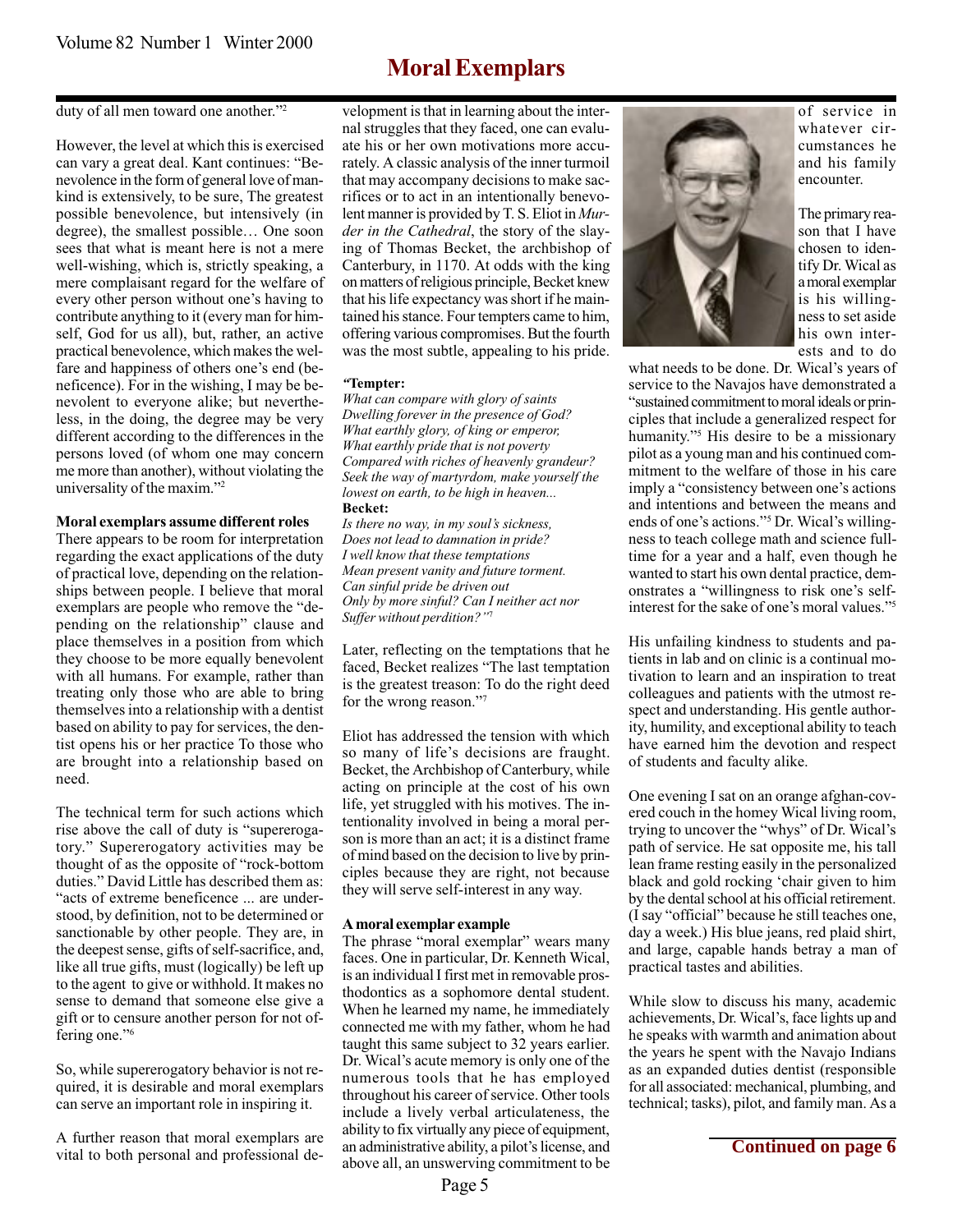# Moral Exemplars

duty of all men toward one another."[2]

However, the level at which this is exercised can vary a great deal. Kant continues: "Benevolence in the form of general love of mankind is extensively, to be sure, The greatest possible benevolence, but intensively (in degree), the smallest possible… One soon sees that what is meant here is not a mere well-wishing, which is, strictly speaking, a mere complaisant regard for the welfare of every other person without one's having to contribute anything to it (every man for himself, God for us all), but, rather, an active practical benevolence, which makes the welfare and happiness of others one's end (beneficence). For in the wishing, I may be benevolent to everyone alike; but nevertheless, in the doing, the degree may be very different according to the differences in the persons loved (of whom one may concern me more than another), without violating the universality of the maxim."[2]

**Moral exemplars assume different roles**

There appears to be room for interpretation regarding the exact applications of the duty of practical love, depending on the relationships between people. I believe that moral exemplars are people who remove the "depending on the relationship" clause and place themselves in a position from which they choose to be more equally benevolent with all humans. For example, rather than treating only those who are able to bring themselves into a relationship with a dentist based on ability to pay for services, the dentist opens his or her practice To those who are brought into a relationship based on need.

The technical term for such actions which rise above the call of duty is "supererogatory." Supererogatory activities may be thought of as the opposite of "rock-bottom duties." David Little has described them as: "acts of extreme beneficence ... are understood, by definition, not to be determined or sanctionable by other people. They are, in the deepest sense, gifts of self-sacrifice, and, like all true gifts, must (logically) be left up to the agent to give or withhold. It makes no sense to demand that someone else give a gift or to censure another person for not offering one."[6]

So, while supererogatory behavior is not required, it is desirable and moral exemplars can serve an important role in inspiring it.

A further reason that moral exemplars are vital to both personal and professional development is that in learning about the internal struggles that they faced, one can evaluate his or her own motivations more accurately. A classic analysis of the inner turmoil that may accompany decisions to make sacrifices or to act in an intentionally benevolent manner is provided by T. S. Eliot in *Murder in the Cathedral*, the story of the slaying of Thomas Becket, the archbishop of Canterbury, in 1170. At odds with the king on matters of religious principle, Becket knew that his life expectancy was short if he maintained his stance. Four tempters came to him, offering various compromises. But the fourth was the most subtle, appealing to his pride.

"**Tempter:**
*What can compare with glory of saints*
*Dwelling forever in the presence of God?*
*What earthly glory, of king or emperor,*
*What earthly pride that is not poverty*
*Compared with riches of heavenly grandeur?*
*Seek the way of martyrdom, make yourself the lowest on earth, to be high in heaven...*
**Becket:**
*Is there no way, in my soul's sickness,*
*Does not lead to damnation in pride?*
*I well know that these temptations*
*Mean present vanity and future torment.*
*Can sinful pride be driven out*
*Only by more sinful? Can I neither act nor*
*Suffer without perdition?"*[7]

Later, reflecting on the temptations that he faced, Becket realizes "The last temptation is the greatest treason: To do the right deed for the wrong reason."[7]

Eliot has addressed the tension with which so many of life's decisions are fraught. Becket, the Archbishop of Canterbury, while acting on principle at the cost of his own life, yet struggled with his motives. The intentionality involved in being a moral person is more than an act; it is a distinct frame of mind based on the decision to live by principles because they are right, not because they will serve self-interest in any way.

**A moral exemplar example**

The phrase "moral exemplar" wears many faces. One in particular, Dr. Kenneth Wical, is an individual I first met in removable prosthodontics as a sophomore dental student. When he learned my name, he immediately connected me with my father, whom he had taught this same subject to 32 years earlier. Dr. Wical's acute memory is only one of the numerous tools that he has employed throughout his career of service. Other tools include a lively verbal articulateness, the ability to fix virtually any piece of equipment, an administrative ability, a pilot's license, and above all, an unswerving commitment to be of service in whatever circumstances he and his family encounter.

The primary reason that I have chosen to identify Dr. Wical as a moral exemplar is his willingness to set aside his own interests and to do what needs to be done. Dr. Wical's years of service to the Navajos have demonstrated a "sustained commitment to moral ideals or principles that include a generalized respect for humanity."[5] His desire to be a missionary pilot as a young man and his continued commitment to the welfare of those in his care imply a "consistency between one's actions and intentions and between the means and ends of one's actions."[5] Dr. Wical's willingness to teach college math and science full-time for a year and a half, even though he wanted to start his own dental practice, demonstrates a "willingness to risk one's self-interest for the sake of one's moral values."[5]

His unfailing kindness to students and patients in lab and on clinic is a continual motivation to learn and an inspiration to treat colleagues and patients with the utmost respect and understanding. His gentle authority, humility, and exceptional ability to teach have earned him the devotion and respect of students and faculty alike.

One evening I sat on an orange afghan-covered couch in the homey Wical living room, trying to uncover the "whys" of Dr. Wical's path of service. He sat opposite me, his tall lean frame resting easily in the personalized black and gold rocking 'chair given to him by the dental school at his official retirement. (I say "official" because he still teaches one, day a week.) His blue jeans, red plaid shirt, and large, capable hands betray a man of practical tastes and abilities.

While slow to discuss his many, academic achievements, Dr. Wical's, face lights up and he speaks with warmth and animation about the years he spent with the Navajo Indians as an expanded duties dentist (responsible for all associated: mechanical, plumbing, and technical; tasks), pilot, and family man. As a

**Continued on page 6**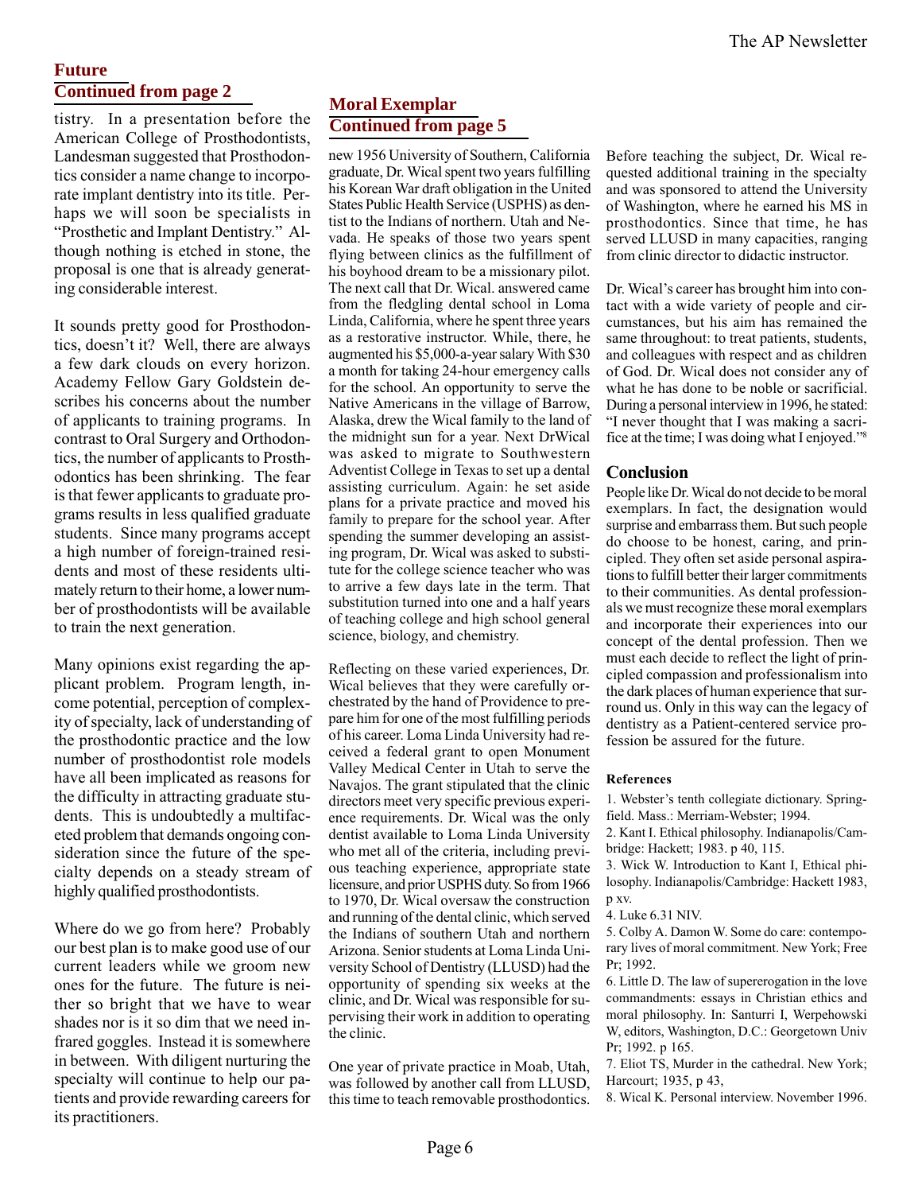## Future
## Continued from page 2

tistry. In a presentation before the American College of Prosthodontists, Landesman suggested that Prosthodontics consider a name change to incorporate implant dentistry into its title. Perhaps we will soon be specialists in "Prosthetic and Implant Dentistry." Although nothing is etched in stone, the proposal is one that is already generating considerable interest.

It sounds pretty good for Prosthodontics, doesn't it? Well, there are always a few dark clouds on every horizon. Academy Fellow Gary Goldstein describes his concerns about the number of applicants to training programs. In contrast to Oral Surgery and Orthodontics, the number of applicants to Prosthodontics has been shrinking. The fear is that fewer applicants to graduate programs results in less qualified graduate students. Since many programs accept a high number of foreign-trained residents and most of these residents ultimately return to their home, a lower number of prosthodontists will be available to train the next generation.

Many opinions exist regarding the applicant problem. Program length, income potential, perception of complexity of specialty, lack of understanding of the prosthodontic practice and the low number of prosthodontist role models have all been implicated as reasons for the difficulty in attracting graduate students. This is undoubtedly a multifaceted problem that demands ongoing consideration since the future of the specialty depends on a steady stream of highly qualified prosthodontists.

Where do we go from here? Probably our best plan is to make good use of our current leaders while we groom new ones for the future. The future is neither so bright that we have to wear shades nor is it so dim that we need infrared goggles. Instead it is somewhere in between. With diligent nurturing the specialty will continue to help our patients and provide rewarding careers for its practitioners.

## Moral Exemplar
## Continued from page 5

new 1956 University of Southern, California graduate, Dr. Wical spent two years fulfilling his Korean War draft obligation in the United States Public Health Service (USPHS) as dentist to the Indians of northern. Utah and Nevada. He speaks of those two years spent flying between clinics as the fulfillment of his boyhood dream to be a missionary pilot. The next call that Dr. Wical. answered came from the fledgling dental school in Loma Linda, California, where he spent three years as a restorative instructor. While, there, he augmented his $5,000-a-year salary With $30 a month for taking 24-hour emergency calls for the school. An opportunity to serve the Native Americans in the village of Barrow, Alaska, drew the Wical family to the land of the midnight sun for a year. Next DrWical was asked to migrate to Southwestern Adventist College in Texas to set up a dental assisting curriculum. Again: he set aside plans for a private practice and moved his family to prepare for the school year. After spending the summer developing an assisting program, Dr. Wical was asked to substitute for the college science teacher who was to arrive a few days late in the term. That substitution turned into one and a half years of teaching college and high school general science, biology, and chemistry.

Reflecting on these varied experiences, Dr. Wical believes that they were carefully orchestrated by the hand of Providence to prepare him for one of the most fulfilling periods of his career. Loma Linda University had received a federal grant to open Monument Valley Medical Center in Utah to serve the Navajos. The grant stipulated that the clinic directors meet very specific previous experience requirements. Dr. Wical was the only dentist available to Loma Linda University who met all of the criteria, including previous teaching experience, appropriate state licensure, and prior USPHS duty. So from 1966 to 1970, Dr. Wical oversaw the construction and running of the dental clinic, which served the Indians of southern Utah and northern Arizona. Senior students at Loma Linda University School of Dentistry (LLUSD) had the opportunity of spending six weeks at the clinic, and Dr. Wical was responsible for supervising their work in addition to operating the clinic.

One year of private practice in Moab, Utah, was followed by another call from LLUSD, this time to teach removable prosthodontics. Before teaching the subject, Dr. Wical requested additional training in the specialty and was sponsored to attend the University of Washington, where he earned his MS in prosthodontics. Since that time, he has served LLUSD in many capacities, ranging from clinic director to didactic instructor.

Dr. Wical's career has brought him into contact with a wide variety of people and circumstances, but his aim has remained the same throughout: to treat patients, students, and colleagues with respect and as children of God. Dr. Wical does not consider any of what he has done to be noble or sacrificial. During a personal interview in 1996, he stated: "I never thought that I was making a sacrifice at the time; I was doing what I enjoyed."[8]

### Conclusion

People like Dr. Wical do not decide to be moral exemplars. In fact, the designation would surprise and embarrass them. But such people do choose to be honest, caring, and principled. They often set aside personal aspirations to fulfill better their larger commitments to their communities. As dental professionals we must recognize these moral exemplars and incorporate their experiences into our concept of the dental profession. Then we must each decide to reflect the light of principled compassion and professionalism into the dark places of human experience that surround us. Only in this way can the legacy of dentistry as a Patient-centered service profession be assured for the future.

#### References

1. Webster's tenth collegiate dictionary. Springfield. Mass.: Merriam-Webster; 1994.
2. Kant I. Ethical philosophy. Indianapolis/Cambridge: Hackett; 1983. p 40, 115.
3. Wick W. Introduction to Kant I, Ethical philosophy. Indianapolis/Cambridge: Hackett 1983, p xv.
4. Luke 6.31 NIV.
5. Colby A. Damon W. Some do care: contemporary lives of moral commitment. New York; Free Pr; 1992.
6. Little D. The law of supererogation in the love commandments: essays in Christian ethics and moral philosophy. In: Santurri I, Werpehowski W, editors, Washington, D.C.: Georgetown Univ Pr; 1992. p 165.
7. Eliot TS, Murder in the cathedral. New York; Harcourt; 1935, p 43,
8. Wical K. Personal interview. November 1996.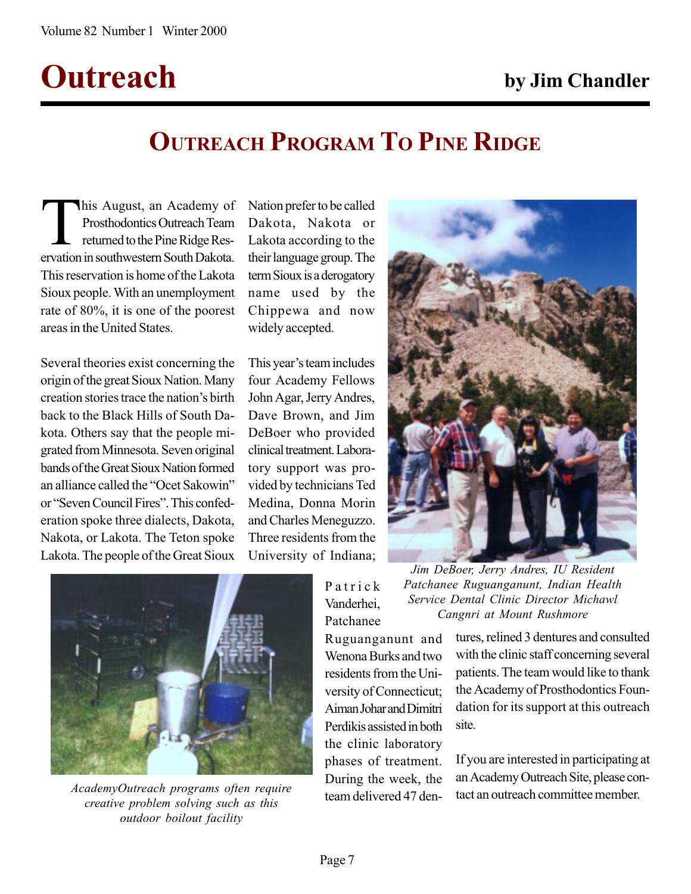# Outreach

**by Jim Chandler**

## Outreach Program To Pine Ridge

This August, an Academy of Prosthodontics Outreach Team returned to the Pine Ridge Reservation in southwestern South Dakota. This reservation is home of the Lakota Sioux people. With an unemployment rate of 80%, it is one of the poorest areas in the United States.

Several theories exist concerning the origin of the great Sioux Nation. Many creation stories trace the nation's birth back to the Black Hills of South Dakota. Others say that the people migrated from Minnesota. Seven original bands of the Great Sioux Nation formed an alliance called the "Ocet Sakowin" or "Seven Council Fires". This confederation spoke three dialects, Dakota, Nakota, or Lakota. The Teton spoke Lakota. The people of the Great Sioux Nation prefer to be called Dakota, Nakota or Lakota according to the their language group. The term Sioux is a derogatory name used by the Chippewa and now widely accepted.

This year's team includes four Academy Fellows John Agar, Jerry Andres, Dave Brown, and Jim DeBoer who provided clinical treatment. Laboratory support was provided by technicians Ted Medina, Donna Morin and Charles Meneguzzo. Three residents from the University of Indiana; Patrick Vanderhei, Patchanee Ruguanganunt and Wenona Burks and two residents from the University of Connecticut; Aiman Johar and Dimitri Perdikis assisted in both the clinic laboratory phases of treatment. During the week, the team delivered 47 dentures, relined 3 dentures and consulted with the clinic staff concerning several patients. The team would like to thank the Academy of Prosthodontics Foundation for its support at this outreach site.

If you are interested in participating at an Academy Outreach Site, please contact an outreach committee member.

*Jim DeBoer, Jerry Andres, IU Resident Patchanee Ruguanganunt, Indian Health Service Dental Clinic Director Michawl Cangnri at Mount Rushmore*

*AcademyOutreach programs often require creative problem solving such as this outdoor boilout facility*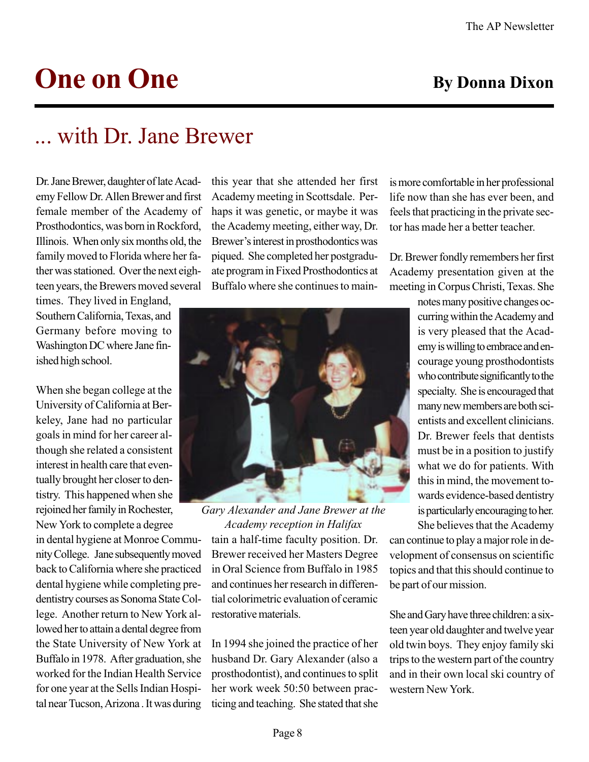# One on One

**By Donna Dixon**

## ... with Dr. Jane Brewer

Dr. Jane Brewer, daughter of late Academy Fellow Dr. Allen Brewer and first female member of the Academy of Prosthodontics, was born in Rockford, Illinois. When only six months old, the family moved to Florida where her father was stationed. Over the next eighteen years, the Brewers moved several times. They lived in England, Southern California, Texas, and Germany before moving to Washington DC where Jane finished high school.

When she began college at the University of California at Berkeley, Jane had no particular goals in mind for her career although she related a consistent interest in health care that eventually brought her closer to dentistry. This happened when she rejoined her family in Rochester, New York to complete a degree in dental hygiene at Monroe Community College. Jane subsequently moved back to California where she practiced dental hygiene while completing predentistry courses as Sonoma State College. Another return to New York allowed her to attain a dental degree from the State University of New York at Buffalo in 1978. After graduation, she worked for the Indian Health Service for one year at the Sells Indian Hospital near Tucson, Arizona . It was during this year that she attended her first Academy meeting in Scottsdale. Perhaps it was genetic, or maybe it was the Academy meeting, either way, Dr. Brewer's interest in prosthodontics was piqued. She completed her postgraduate program in Fixed Prosthodontics at Buffalo where she continues to maintain a half-time faculty position. Dr. Brewer received her Masters Degree in Oral Science from Buffalo in 1985 and continues her research in differential colorimetric evaluation of ceramic restorative materials.

*Gary Alexander and Jane Brewer at the Academy reception in Halifax*

In 1994 she joined the practice of her husband Dr. Gary Alexander (also a prosthodontist), and continues to split her work week 50:50 between practicing and teaching. She stated that she is more comfortable in her professional life now than she has ever been, and feels that practicing in the private sector has made her a better teacher.

Dr. Brewer fondly remembers her first Academy presentation given at the meeting in Corpus Christi, Texas. She notes many positive changes occurring within the Academy and is very pleased that the Academy is willing to embrace and encourage young prosthodontists who contribute significantly to the specialty. She is encouraged that many new members are both scientists and excellent clinicians. Dr. Brewer feels that dentists must be in a position to justify what we do for patients. With this in mind, the movement towards evidence-based dentistry is particularly encouraging to her. She believes that the Academy can continue to play a major role in development of consensus on scientific topics and that this should continue to be part of our mission.

She and Gary have three children: a sixteen year old daughter and twelve year old twin boys. They enjoy family ski trips to the western part of the country and in their own local ski country of western New York.